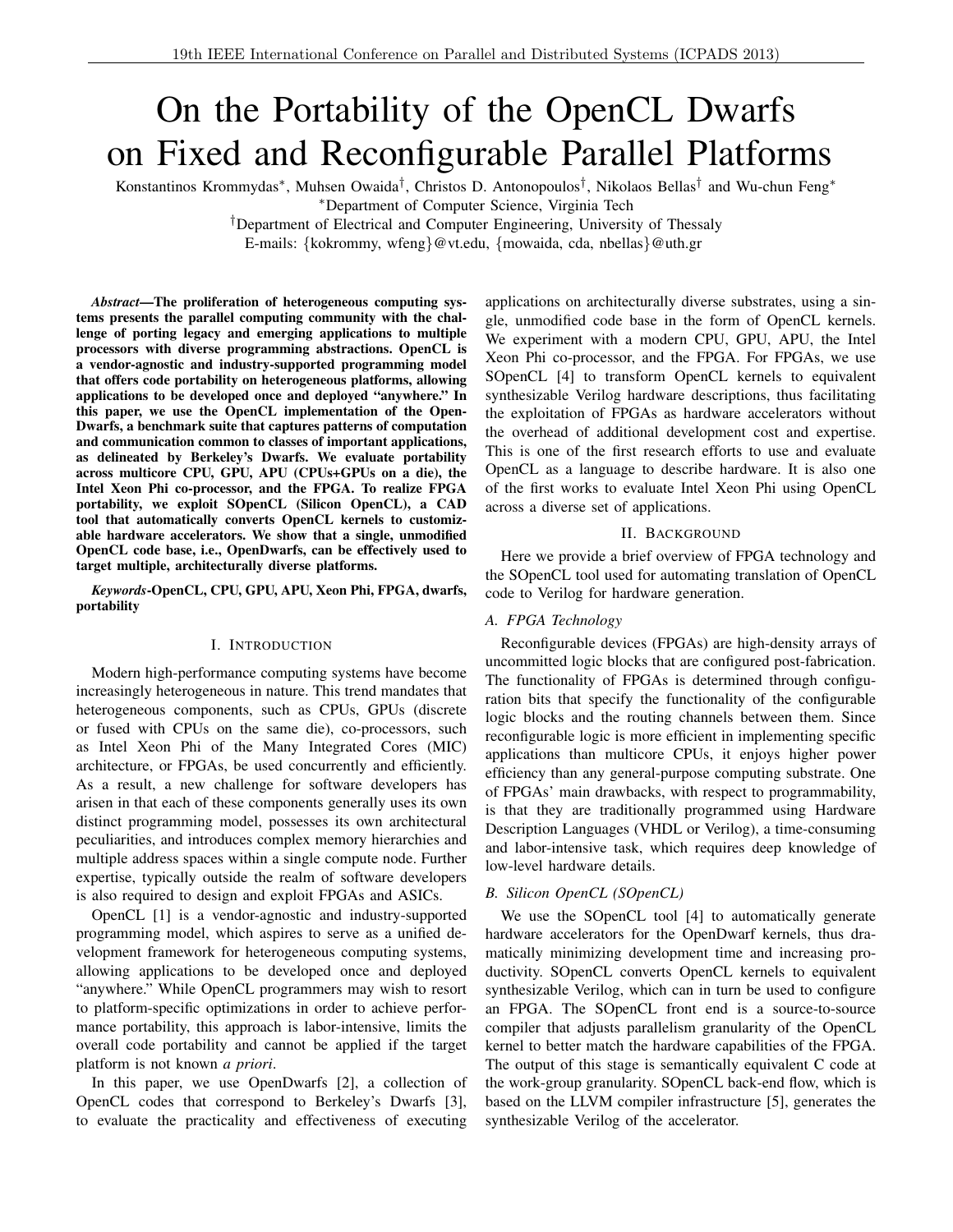# On the Portability of the OpenCL Dwarfs on Fixed and Reconfigurable Parallel Platforms

Konstantinos Krommydas*, Muhsen Owaida†, Christos D. Antonopoulos†, Nikolaos Bellas† and Wu-chun Feng*

*Department of Computer Science, Virginia Tech

†Department of Electrical and Computer Engineering, University of Thessaly

E-mails: {kokrommy, wfeng}@vt.edu, {mowaida, cda, nbellas}@uth.gr

***Abstract*—The proliferation of heterogeneous computing systems presents the parallel computing community with the challenge of porting legacy and emerging applications to multiple processors with diverse programming abstractions. OpenCL is a vendor-agnostic and industry-supported programming model that offers code portability on heterogeneous platforms, allowing applications to be developed once and deployed "anywhere." In this paper, we use the OpenCL implementation of the OpenDwarfs, a benchmark suite that captures patterns of computation and communication common to classes of important applications, as delineated by Berkeley's Dwarfs. We evaluate portability across multicore CPU, GPU, APU (CPUs+GPUs on a die), the Intel Xeon Phi co-processor, and the FPGA. To realize FPGA portability, we exploit SOpenCL (Silicon OpenCL), a CAD tool that automatically converts OpenCL kernels to customizable hardware accelerators. We show that a single, unmodified OpenCL code base, i.e., OpenDwarfs, can be effectively used to target multiple, architecturally diverse platforms.**

***Keywords*-OpenCL, CPU, GPU, APU, Xeon Phi, FPGA, dwarfs, portability**

## I. Introduction

Modern high-performance computing systems have become increasingly heterogeneous in nature. This trend mandates that heterogeneous components, such as CPUs, GPUs (discrete or fused with CPUs on the same die), co-processors, such as Intel Xeon Phi of the Many Integrated Cores (MIC) architecture, or FPGAs, be used concurrently and efficiently. As a result, a new challenge for software developers has arisen in that each of these components generally uses its own distinct programming model, possesses its own architectural peculiarities, and introduces complex memory hierarchies and multiple address spaces within a single compute node. Further expertise, typically outside the realm of software developers is also required to design and exploit FPGAs and ASICs.

OpenCL [1] is a vendor-agnostic and industry-supported programming model, which aspires to serve as a unified development framework for heterogeneous computing systems, allowing applications to be developed once and deployed "anywhere." While OpenCL programmers may wish to resort to platform-specific optimizations in order to achieve performance portability, this approach is labor-intensive, limits the overall code portability and cannot be applied if the target platform is not known *a priori*.

In this paper, we use OpenDwarfs [2], a collection of OpenCL codes that correspond to Berkeley's Dwarfs [3], to evaluate the practicality and effectiveness of executing applications on architecturally diverse substrates, using a single, unmodified code base in the form of OpenCL kernels. We experiment with a modern CPU, GPU, APU, the Intel Xeon Phi co-processor, and the FPGA. For FPGAs, we use SOpenCL [4] to transform OpenCL kernels to equivalent synthesizable Verilog hardware descriptions, thus facilitating the exploitation of FPGAs as hardware accelerators without the overhead of additional development cost and expertise. This is one of the first research efforts to use and evaluate OpenCL as a language to describe hardware. It is also one of the first works to evaluate Intel Xeon Phi using OpenCL across a diverse set of applications.

## II. Background

Here we provide a brief overview of FPGA technology and the SOpenCL tool used for automating translation of OpenCL code to Verilog for hardware generation.

### A. FPGA Technology

Reconfigurable devices (FPGAs) are high-density arrays of uncommitted logic blocks that are configured post-fabrication. The functionality of FPGAs is determined through configuration bits that specify the functionality of the configurable logic blocks and the routing channels between them. Since reconfigurable logic is more efficient in implementing specific applications than multicore CPUs, it enjoys higher power efficiency than any general-purpose computing substrate. One of FPGAs' main drawbacks, with respect to programmability, is that they are traditionally programmed using Hardware Description Languages (VHDL or Verilog), a time-consuming and labor-intensive task, which requires deep knowledge of low-level hardware details.

### B. Silicon OpenCL (SOpenCL)

We use the SOpenCL tool [4] to automatically generate hardware accelerators for the OpenDwarf kernels, thus dramatically minimizing development time and increasing productivity. SOpenCL converts OpenCL kernels to equivalent synthesizable Verilog, which can in turn be used to configure an FPGA. The SOpenCL front end is a source-to-source compiler that adjusts parallelism granularity of the OpenCL kernel to better match the hardware capabilities of the FPGA. The output of this stage is semantically equivalent C code at the work-group granularity. SOpenCL back-end flow, which is based on the LLVM compiler infrastructure [5], generates the synthesizable Verilog of the accelerator.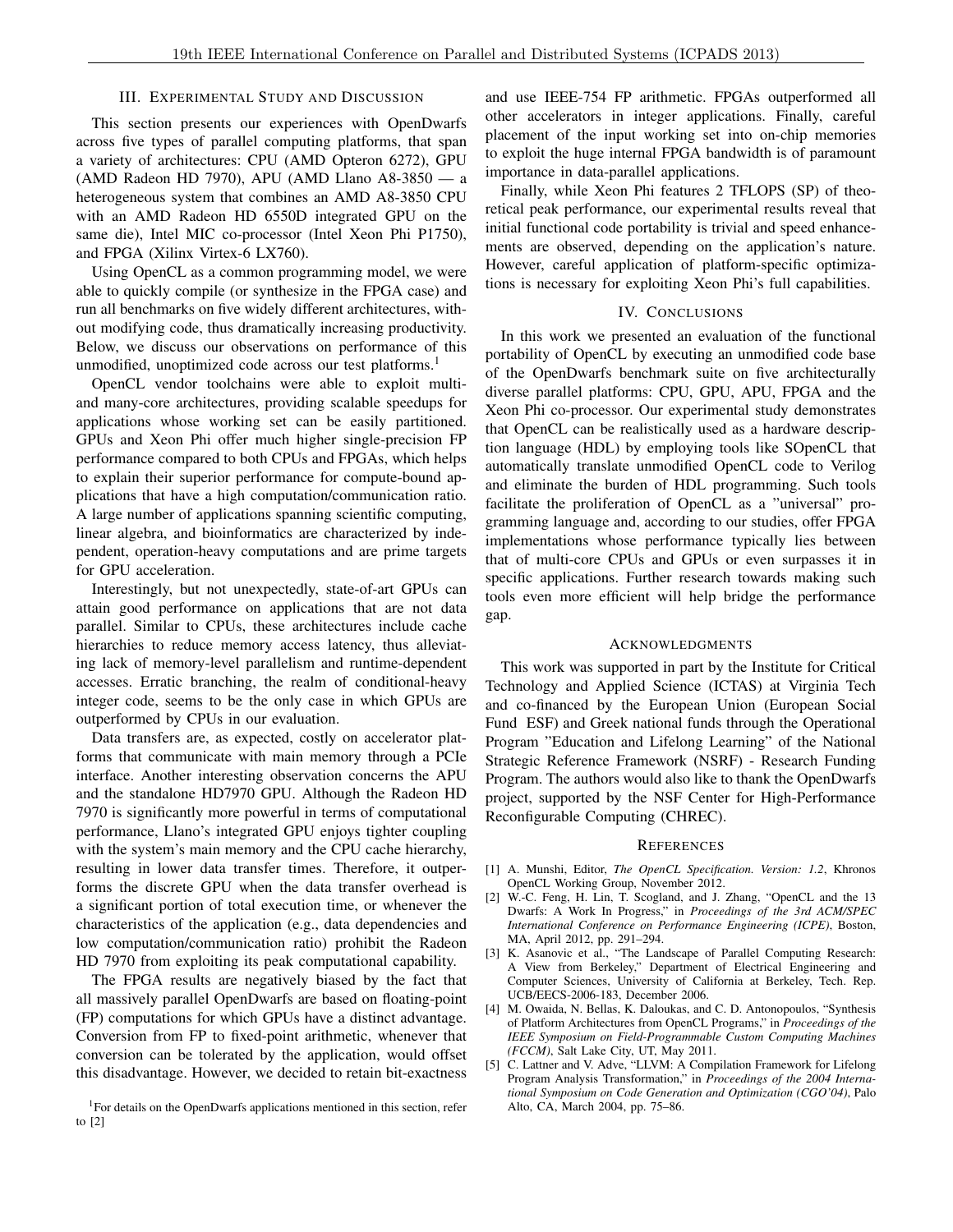## III. Experimental Study and Discussion

This section presents our experiences with OpenDwarfs across five types of parallel computing platforms, that span a variety of architectures: CPU (AMD Opteron 6272), GPU (AMD Radeon HD 7970), APU (AMD Llano A8-3850 — a heterogeneous system that combines an AMD A8-3850 CPU with an AMD Radeon HD 6550D integrated GPU on the same die), Intel MIC co-processor (Intel Xeon Phi P1750), and FPGA (Xilinx Virtex-6 LX760).

Using OpenCL as a common programming model, we were able to quickly compile (or synthesize in the FPGA case) and run all benchmarks on five widely different architectures, without modifying code, thus dramatically increasing productivity. Below, we discuss our observations on performance of this unmodified, unoptimized code across our test platforms.[1]

OpenCL vendor toolchains were able to exploit multi- and many-core architectures, providing scalable speedups for applications whose working set can be easily partitioned. GPUs and Xeon Phi offer much higher single-precision FP performance compared to both CPUs and FPGAs, which helps to explain their superior performance for compute-bound applications that have a high computation/communication ratio. A large number of applications spanning scientific computing, linear algebra, and bioinformatics are characterized by independent, operation-heavy computations and are prime targets for GPU acceleration.

Interestingly, but not unexpectedly, state-of-art GPUs can attain good performance on applications that are not data parallel. Similar to CPUs, these architectures include cache hierarchies to reduce memory access latency, thus alleviating lack of memory-level parallelism and runtime-dependent accesses. Erratic branching, the realm of conditional-heavy integer code, seems to be the only case in which GPUs are outperformed by CPUs in our evaluation.

Data transfers are, as expected, costly on accelerator platforms that communicate with main memory through a PCIe interface. Another interesting observation concerns the APU and the standalone HD7970 GPU. Although the Radeon HD 7970 is significantly more powerful in terms of computational performance, Llano's integrated GPU enjoys tighter coupling with the system's main memory and the CPU cache hierarchy, resulting in lower data transfer times. Therefore, it outperforms the discrete GPU when the data transfer overhead is a significant portion of total execution time, or whenever the characteristics of the application (e.g., data dependencies and low computation/communication ratio) prohibit the Radeon HD 7970 from exploiting its peak computational capability.

The FPGA results are negatively biased by the fact that all massively parallel OpenDwarfs are based on floating-point (FP) computations for which GPUs have a distinct advantage. Conversion from FP to fixed-point arithmetic, whenever that conversion can be tolerated by the application, would offset this disadvantage. However, we decided to retain bit-exactness and use IEEE-754 FP arithmetic. FPGAs outperformed all other accelerators in integer applications. Finally, careful placement of the input working set into on-chip memories to exploit the huge internal FPGA bandwidth is of paramount importance in data-parallel applications.

Finally, while Xeon Phi features 2 TFLOPS (SP) of theoretical peak performance, our experimental results reveal that initial functional code portability is trivial and speed enhancements are observed, depending on the application's nature. However, careful application of platform-specific optimizations is necessary for exploiting Xeon Phi's full capabilities.

[1]For details on the OpenDwarfs applications mentioned in this section, refer to [2]

## IV. Conclusions

In this work we presented an evaluation of the functional portability of OpenCL by executing an unmodified code base of the OpenDwarfs benchmark suite on five architecturally diverse parallel platforms: CPU, GPU, APU, FPGA and the Xeon Phi co-processor. Our experimental study demonstrates that OpenCL can be realistically used as a hardware description language (HDL) by employing tools like SOpenCL that automatically translate unmodified OpenCL code to Verilog and eliminate the burden of HDL programming. Such tools facilitate the proliferation of OpenCL as a "universal" programming language and, according to our studies, offer FPGA implementations whose performance typically lies between that of multi-core CPUs and GPUs or even surpasses it in specific applications. Further research towards making such tools even more efficient will help bridge the performance gap.

## Acknowledgments

This work was supported in part by the Institute for Critical Technology and Applied Science (ICTAS) at Virginia Tech and co-financed by the European Union (European Social Fund ESF) and Greek national funds through the Operational Program "Education and Lifelong Learning" of the National Strategic Reference Framework (NSRF) - Research Funding Program. The authors would also like to thank the OpenDwarfs project, supported by the NSF Center for High-Performance Reconfigurable Computing (CHREC).

## References

[1] A. Munshi, Editor, *The OpenCL Specification. Version: 1.2*, Khronos OpenCL Working Group, November 2012.

[2] W.-C. Feng, H. Lin, T. Scogland, and J. Zhang, "OpenCL and the 13 Dwarfs: A Work In Progress," in *Proceedings of the 3rd ACM/SPEC International Conference on Performance Engineering (ICPE)*, Boston, MA, April 2012, pp. 291–294.

[3] K. Asanovic et al., "The Landscape of Parallel Computing Research: A View from Berkeley," Department of Electrical Engineering and Computer Sciences, University of California at Berkeley, Tech. Rep. UCB/EECS-2006-183, December 2006.

[4] M. Owaida, N. Bellas, K. Daloukas, and C. D. Antonopoulos, "Synthesis of Platform Architectures from OpenCL Programs," in *Proceedings of the IEEE Symposium on Field-Programmable Custom Computing Machines (FCCM)*, Salt Lake City, UT, May 2011.

[5] C. Lattner and V. Adve, "LLVM: A Compilation Framework for Lifelong Program Analysis Transformation," in *Proceedings of the 2004 International Symposium on Code Generation and Optimization (CGO'04)*, Palo Alto, CA, March 2004, pp. 75–86.